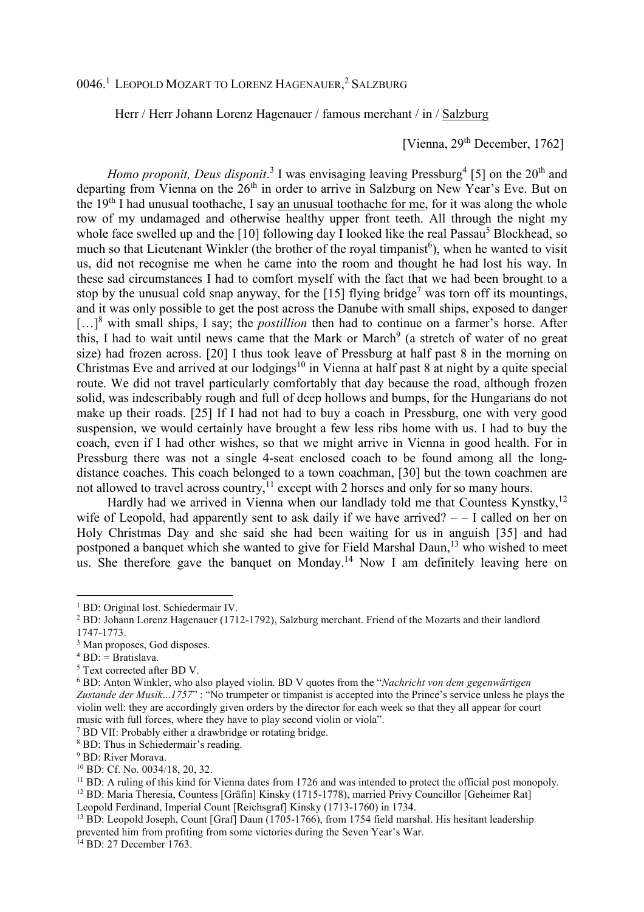0046.[1] LEOPOLD MOZART TO LORENZ HAGENAUER,[2] SALZBURG

Herr / Herr Johann Lorenz Hagenauer / famous merchant / in / Salzburg

[Vienna, 29th December, 1762]

*Homo proponit, Deus disponit*.[3] I was envisaging leaving Pressburg[4] [5] on the 20th and departing from Vienna on the 26th in order to arrive in Salzburg on New Year's Eve. But on the 19th I had unusual toothache, I say an unusual toothache for me, for it was along the whole row of my undamaged and otherwise healthy upper front teeth. All through the night my whole face swelled up and the [10] following day I looked like the real Passau[5] Blockhead, so much so that Lieutenant Winkler (the brother of the royal timpanist[6]), when he wanted to visit us, did not recognise me when he came into the room and thought he had lost his way. In these sad circumstances I had to comfort myself with the fact that we had been brought to a stop by the unusual cold snap anyway, for the [15] flying bridge[7] was torn off its mountings, and it was only possible to get the post across the Danube with small ships, exposed to danger […][8] with small ships, I say; the *postillion* then had to continue on a farmer's horse. After this, I had to wait until news came that the Mark or March[9] (a stretch of water of no great size) had frozen across. [20] I thus took leave of Pressburg at half past 8 in the morning on Christmas Eve and arrived at our lodgings[10] in Vienna at half past 8 at night by a quite special route. We did not travel particularly comfortably that day because the road, although frozen solid, was indescribably rough and full of deep hollows and bumps, for the Hungarians do not make up their roads. [25] If I had not had to buy a coach in Pressburg, one with very good suspension, we would certainly have brought a few less ribs home with us. I had to buy the coach, even if I had other wishes, so that we might arrive in Vienna in good health. For in Pressburg there was not a single 4-seat enclosed coach to be found among all the long-distance coaches. This coach belonged to a town coachman, [30] but the town coachmen are not allowed to travel across country,[11] except with 2 horses and only for so many hours.

Hardly had we arrived in Vienna when our landlady told me that Countess Kynstky,[12] wife of Leopold, had apparently sent to ask daily if we have arrived? – – I called on her on Holy Christmas Day and she said she had been waiting for us in anguish [35] and had postponed a banquet which she wanted to give for Field Marshal Daun,[13] who wished to meet us. She therefore gave the banquet on Monday.[14] Now I am definitely leaving here on

---

[1] BD: Original lost. Schiedermair IV.

[2] BD: Johann Lorenz Hagenauer (1712-1792), Salzburg merchant. Friend of the Mozarts and their landlord 1747-1773.

[3] Man proposes, God disposes.

[4] BD: = Bratislava.

[5] Text corrected after BD V.

[6] BD: Anton Winkler, who also played violin. BD V quotes from the "*Nachricht von dem gegenwärtigen Zustande der Musik...1757*" : "No trumpeter or timpanist is accepted into the Prince's service unless he plays the violin well: they are accordingly given orders by the director for each week so that they all appear for court music with full forces, where they have to play second violin or viola".

[7] BD VII: Probably either a drawbridge or rotating bridge.

[8] BD: Thus in Schiedermair's reading.

[9] BD: River Morava.

[10] BD: Cf. No. 0034/18, 20, 32.

[11] BD: A ruling of this kind for Vienna dates from 1726 and was intended to protect the official post monopoly.

[12] BD: Maria Theresia, Countess [Gräfin] Kinsky (1715-1778), married Privy Councillor [Geheimer Rat] Leopold Ferdinand, Imperial Count [Reichsgraf] Kinsky (1713-1760) in 1734.

[13] BD: Leopold Joseph, Count [Graf] Daun (1705-1766), from 1754 field marshal. His hesitant leadership prevented him from profiting from some victories during the Seven Year's War.

[14] BD: 27 December 1763.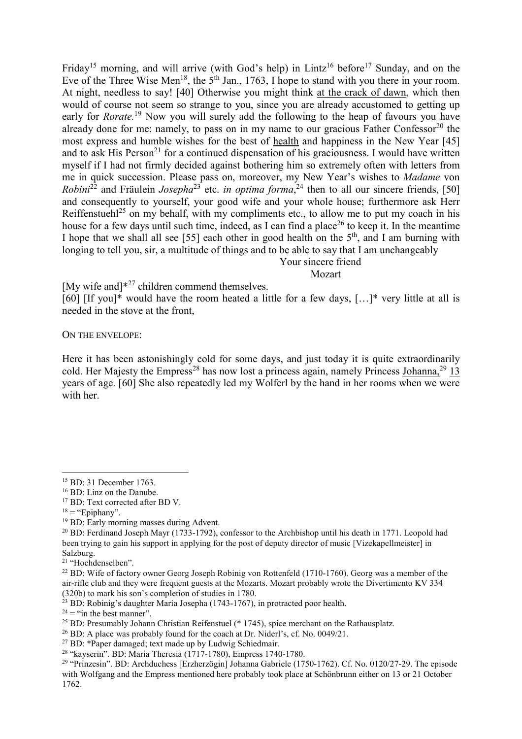Friday[15] morning, and will arrive (with God's help) in Lintz[16] before[17] Sunday, and on the Eve of the Three Wise Men[18], the 5th Jan., 1763, I hope to stand with you there in your room. At night, needless to say! [40] Otherwise you might think at the crack of dawn, which then would of course not seem so strange to you, since you are already accustomed to getting up early for *Rorate.*[19] Now you will surely add the following to the heap of favours you have already done for me: namely, to pass on in my name to our gracious Father Confessor[20] the most express and humble wishes for the best of health and happiness in the New Year [45] and to ask His Person[21] for a continued dispensation of his graciousness. I would have written myself if I had not firmly decided against bothering him so extremely often with letters from me in quick succession. Please pass on, moreover, my New Year's wishes to *Madame* von *Robini*[22] and Fräulein *Josepha*[23] etc. *in optima forma*,[24] then to all our sincere friends, [50] and consequently to yourself, your good wife and your whole house; furthermore ask Herr Reiffenstuehl[25] on my behalf, with my compliments etc., to allow me to put my coach in his house for a few days until such time, indeed, as I can find a place[26] to keep it. In the meantime I hope that we shall all see [55] each other in good health on the 5th, and I am burning with longing to tell you, sir, a multitude of things and to be able to say that I am unchangeably

Your sincere friend

Mozart

[My wife and]*[27] children commend themselves.

[60] [If you]* would have the room heated a little for a few days, […]* very little at all is needed in the stove at the front,

ON THE ENVELOPE:

Here it has been astonishingly cold for some days, and just today it is quite extraordinarily cold. Her Majesty the Empress[28] has now lost a princess again, namely Princess Johanna,[29] 13 years of age. [60] She also repeatedly led my Wolferl by the hand in her rooms when we were with her.

---

[15] BD: 31 December 1763.

[16] BD: Linz on the Danube.

[17] BD: Text corrected after BD V.

[18] = "Epiphany".

[19] BD: Early morning masses during Advent.

[20] BD: Ferdinand Joseph Mayr (1733-1792), confessor to the Archbishop until his death in 1771. Leopold had been trying to gain his support in applying for the post of deputy director of music [Vizekapellmeister] in Salzburg.

[21] "Hochdenselben".

[22] BD: Wife of factory owner Georg Joseph Robinig von Rottenfeld (1710-1760). Georg was a member of the air-rifle club and they were frequent guests at the Mozarts. Mozart probably wrote the Divertimento KV 334 (320b) to mark his son's completion of studies in 1780.

[23] BD: Robinig's daughter Maria Josepha (1743-1767), in protracted poor health.

[24] = "in the best manner".

[25] BD: Presumably Johann Christian Reifenstuel (* 1745), spice merchant on the Rathausplatz.

[26] BD: A place was probably found for the coach at Dr. Niderl's, cf. No. 0049/21.

[27] BD: *Paper damaged; text made up by Ludwig Schiedmair.

[28] "kayserin". BD: Maria Theresia (1717-1780), Empress 1740-1780.

[29] "Prinzesin". BD: Archduchess [Erzherzögin] Johanna Gabriele (1750-1762). Cf. No. 0120/27-29. The episode with Wolfgang and the Empress mentioned here probably took place at Schönbrunn either on 13 or 21 October 1762.